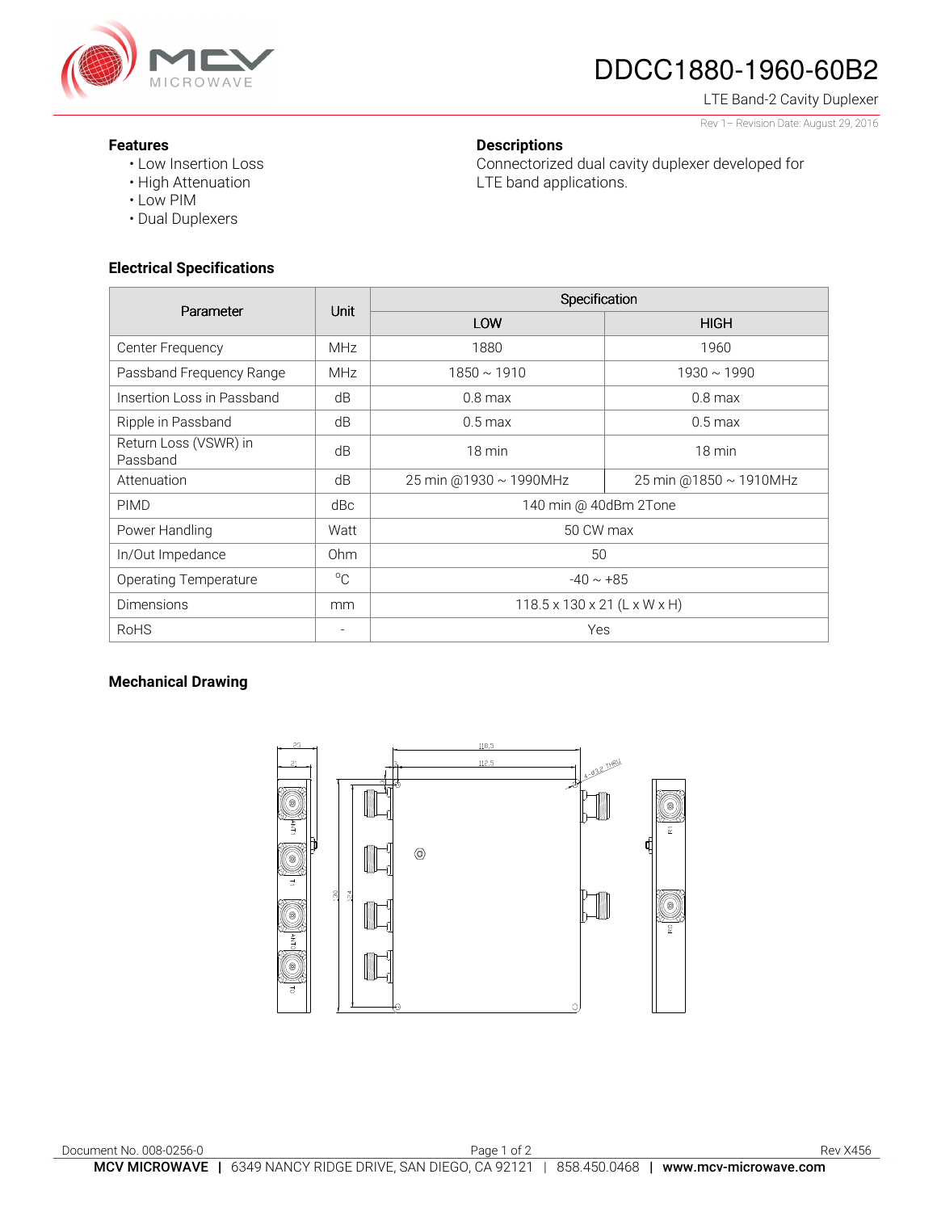# DDCC1880-1960-60B2

LTE Band-2 Cavity Duplexer

Rev 1– Revision Date: August 29, 2016

## Features

- Low Insertion Loss
- High Attenuation
- Low PIM
- Dual Duplexers

## Descriptions

Connectorized dual cavity duplexer developed for LTE band applications.

## Electrical Specifications

| Parameter | Unit | Specification | |
|---|---|---|---|
| | | LOW | HIGH |
| Center Frequency | MHz | 1880 | 1960 |
| Passband Frequency Range | MHz | 1850 ~ 1910 | 1930 ~ 1990 |
| Insertion Loss in Passband | dB | 0.8 max | 0.8 max |
| Ripple in Passband | dB | 0.5 max | 0.5 max |
| Return Loss (VSWR) in Passband | dB | 18 min | 18 min |
| Attenuation | dB | 25 min @1930 ~ 1990MHz | 25 min @1850 ~ 1910MHz |
| PIMD | dBc | 140 min @ 40dBm 2Tone | |
| Power Handling | Watt | 50 CW max | |
| In/Out Impedance | Ohm | 50 | |
| Operating Temperature | °C | -40 ~ +85 | |
| Dimensions | mm | 118.5 x 130 x 21 (L x W x H) | |
| RoHS | - | Yes | |

## Mechanical Drawing

25
21
118.5
112.5
4-Ø3.2 THRU
130
124
ANT1
T1
ANT0
T0
R1
R0

Document No. 008-0256-0

Rev X456

**MCV MICROWAVE** | 6349 NANCY RIDGE DRIVE, SAN DIEGO, CA 92121 | 858.450.0468 | **www.mcv-microwave.com**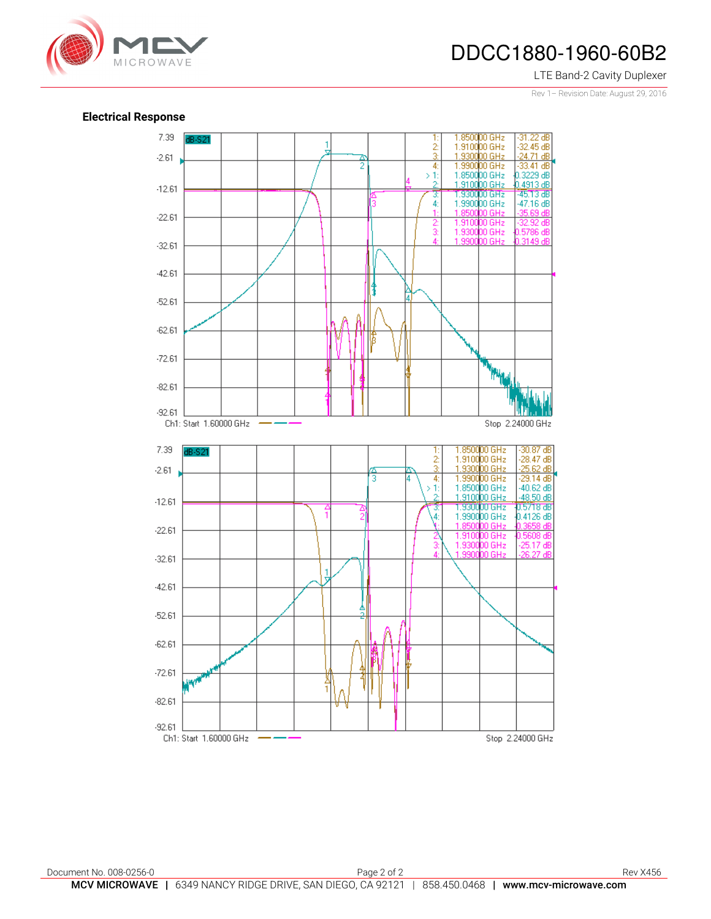# DDCC1880-1960-60B2

LTE Band-2 Cavity Duplexer

Rev 1– Revision Date: August 29, 2016

## Electrical Response

dB-S21

7.39
-2.61
-12.61
-22.61
-32.61
-42.61
-52.61
-62.61
-72.61
-82.61
-92.61

1: 1.850000 GHz -31.22 dB
2: 1.910000 GHz -32.45 dB
3: 1.930000 GHz -24.71 dB
4: 1.990000 GHz -33.41 dB
> 1: 1.850000 GHz -0.3229 dB
2: 1.910000 GHz -0.4913 dB
3: 1.930000 GHz -45.13 dB
4: 1.990000 GHz -47.16 dB
1: 1.850000 GHz -35.69 dB
2: 1.910000 GHz -32.92 dB
3: 1.930000 GHz -0.5786 dB
4: 1.990000 GHz -0.3149 dB

Ch1: Start 1.60000 GHz

Stop 2.24000 GHz

dB-S21

7.39
-2.61
-12.61
-22.61
-32.61
-42.61
-52.61
-62.61
-72.61
-82.61
-92.61

1: 1.850000 GHz -30.87 dB
2: 1.910000 GHz -28.47 dB
3: 1.930000 GHz -25.62 dB
4: 1.990000 GHz -29.14 dB
> 1: 1.850000 GHz -40.62 dB
2: 1.910000 GHz -48.50 dB
3: 1.930000 GHz -0.5718 dB
4: 1.990000 GHz -0.4126 dB
1: 1.850000 GHz -0.3658 dB
2: 1.910000 GHz -0.5608 dB
3: 1.930000 GHz -25.17 dB
4: 1.990000 GHz -26.27 dB

Ch1: Start 1.60000 GHz

Stop 2.24000 GHz

Document No. 008-0256-0

Rev X456

**MCV MICROWAVE** | 6349 NANCY RIDGE DRIVE, SAN DIEGO, CA 92121 | 858.450.0468 | **www.mcv-microwave.com**